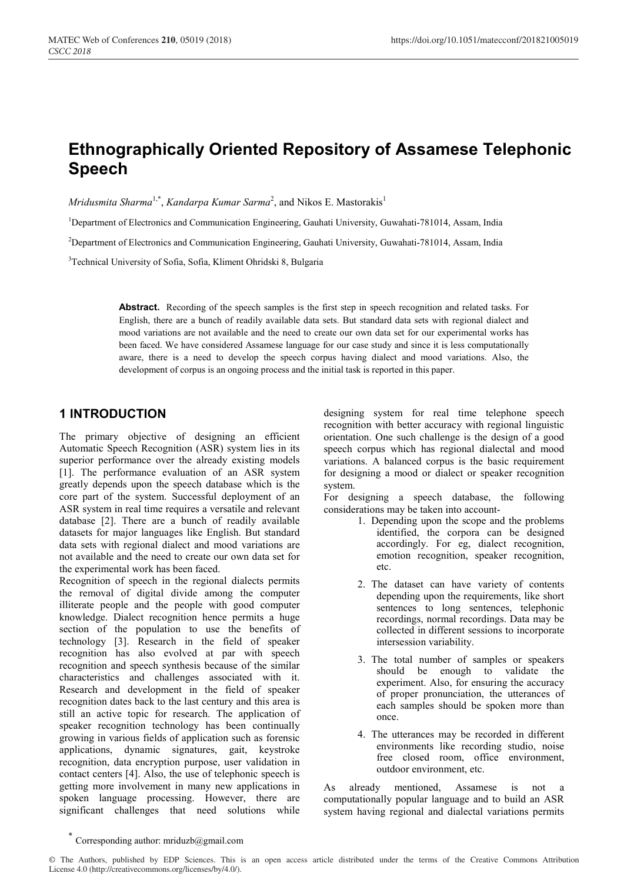# Ethnographically Oriented Repository of Assamese Telephonic Speech

*Mridusmita Sharma*[1,*], *Kandarpa Kumar Sarma*[2], and Nikos E. Mastorakis[1]

[1]Department of Electronics and Communication Engineering, Gauhati University, Guwahati-781014, Assam, India

[2]Department of Electronics and Communication Engineering, Gauhati University, Guwahati-781014, Assam, India

[3]Technical University of Sofia, Sofia, Kliment Ohridski 8, Bulgaria

**Abstract.** Recording of the speech samples is the first step in speech recognition and related tasks. For English, there are a bunch of readily available data sets. But standard data sets with regional dialect and mood variations are not available and the need to create our own data set for our experimental works has been faced. We have considered Assamese language for our case study and since it is less computationally aware, there is a need to develop the speech corpus having dialect and mood variations. Also, the development of corpus is an ongoing process and the initial task is reported in this paper.

## 1 INTRODUCTION

The primary objective of designing an efficient Automatic Speech Recognition (ASR) system lies in its superior performance over the already existing models [1]. The performance evaluation of an ASR system greatly depends upon the speech database which is the core part of the system. Successful deployment of an ASR system in real time requires a versatile and relevant database [2]. There are a bunch of readily available datasets for major languages like English. But standard data sets with regional dialect and mood variations are not available and the need to create our own data set for the experimental work has been faced.

Recognition of speech in the regional dialects permits the removal of digital divide among the computer illiterate people and the people with good computer knowledge. Dialect recognition hence permits a huge section of the population to use the benefits of technology [3]. Research in the field of speaker recognition has also evolved at par with speech recognition and speech synthesis because of the similar characteristics and challenges associated with it. Research and development in the field of speaker recognition dates back to the last century and this area is still an active topic for research. The application of speaker recognition technology has been continually growing in various fields of application such as forensic applications, dynamic signatures, gait, keystroke recognition, data encryption purpose, user validation in contact centers [4]. Also, the use of telephonic speech is getting more involvement in many new applications in spoken language processing. However, there are significant challenges that need solutions while designing system for real time telephone speech recognition with better accuracy with regional linguistic orientation. One such challenge is the design of a good speech corpus which has regional dialectal and mood variations. A balanced corpus is the basic requirement for designing a mood or dialect or speaker recognition system.

For designing a speech database, the following considerations may be taken into account-

1. Depending upon the scope and the problems identified, the corpora can be designed accordingly. For eg, dialect recognition, emotion recognition, speaker recognition, etc.
2. The dataset can have variety of contents depending upon the requirements, like short sentences to long sentences, telephonic recordings, normal recordings. Data may be collected in different sessions to incorporate intersession variability.
3. The total number of samples or speakers should be enough to validate the experiment. Also, for ensuring the accuracy of proper pronunciation, the utterances of each samples should be spoken more than once.
4. The utterances may be recorded in different environments like recording studio, noise free closed room, office environment, outdoor environment, etc.

As already mentioned, Assamese is not a computationally popular language and to build an ASR system having regional and dialectal variations permits

* Corresponding author: mriduzb@gmail.com

© The Authors, published by EDP Sciences. This is an open access article distributed under the terms of the Creative Commons Attribution License 4.0 (http://creativecommons.org/licenses/by/4.0/).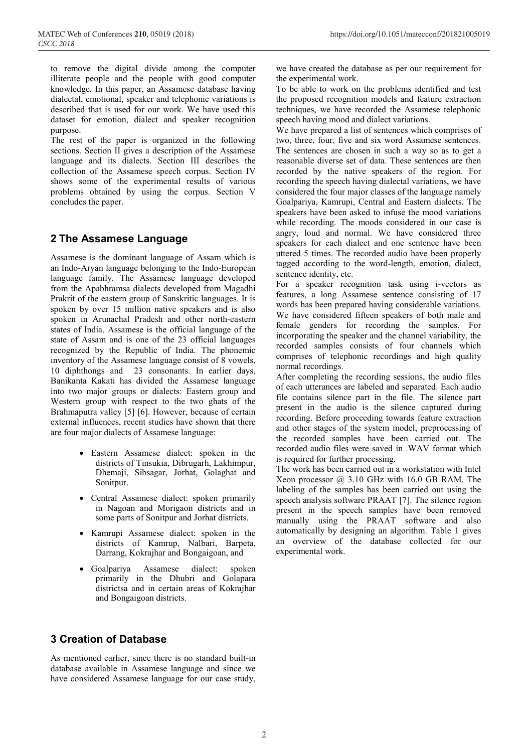to remove the digital divide among the computer illiterate people and the people with good computer knowledge. In this paper, an Assamese database having dialectal, emotional, speaker and telephonic variations is described that is used for our work. We have used this dataset for emotion, dialect and speaker recognition purpose.

The rest of the paper is organized in the following sections. Section II gives a description of the Assamese language and its dialects. Section III describes the collection of the Assamese speech corpus. Section IV shows some of the experimental results of various problems obtained by using the corpus. Section V concludes the paper.

## 2 The Assamese Language

Assamese is the dominant language of Assam which is an Indo-Aryan language belonging to the Indo-European language family. The Assamese language developed from the Apabhramsa dialects developed from Magadhi Prakrit of the eastern group of Sanskritic languages. It is spoken by over 15 million native speakers and is also spoken in Arunachal Pradesh and other north-eastern states of India. Assamese is the official language of the state of Assam and is one of the 23 official languages recognized by the Republic of India. The phonemic inventory of the Assamese language consist of 8 vowels, 10 diphthongs and 23 consonants. In earlier days, Banikanta Kakati has divided the Assamese language into two major groups or dialects: Eastern group and Western group with respect to the two ghats of the Brahmaputra valley [5] [6]. However, because of certain external influences, recent studies have shown that there are four major dialects of Assamese language:

- Eastern Assamese dialect: spoken in the districts of Tinsukia, Dibrugarh, Lakhimpur, Dhemaji, Sibsagar, Jorhat, Golaghat and Sonitpur.
- Central Assamese dialect: spoken primarily in Nagoan and Morigaon districts and in some parts of Sonitpur and Jorhat districts.
- Kamrupi Assamese dialect: spoken in the districts of Kamrup, Nalbari, Barpeta, Darrang, Kokrajhar and Bongaigoan, and
- Goalpariya Assamese dialect: spoken primarily in the Dhubri and Golapara districtsa and in certain areas of Kokrajhar and Bongaigoan districts.

## 3 Creation of Database

As mentioned earlier, since there is no standard built-in database available in Assamese language and since we have considered Assamese language for our case study, we have created the database as per our requirement for the experimental work.

To be able to work on the problems identified and test the proposed recognition models and feature extraction techniques, we have recorded the Assamese telephonic speech having mood and dialect variations.

We have prepared a list of sentences which comprises of two, three, four, five and six word Assamese sentences. The sentences are chosen in such a way so as to get a reasonable diverse set of data. These sentences are then recorded by the native speakers of the region. For recording the speech having dialectal variations, we have considered the four major classes of the language namely Goalpariya, Kamrupi, Central and Eastern dialects. The speakers have been asked to infuse the mood variations while recording. The moods considered in our case is angry, loud and normal. We have considered three speakers for each dialect and one sentence have been uttered 5 times. The recorded audio have been properly tagged according to the word-length, emotion, dialect, sentence identity, etc.

For a speaker recognition task using i-vectors as features, a long Assamese sentence consisting of 17 words has been prepared having considerable variations. We have considered fifteen speakers of both male and female genders for recording the samples. For incorporating the speaker and the channel variability, the recorded samples consists of four channels which comprises of telephonic recordings and high quality normal recordings.

After completing the recording sessions, the audio files of each utterances are labeled and separated. Each audio file contains silence part in the file. The silence part present in the audio is the silence captured during recording. Before proceeding towards feature extraction and other stages of the system model, preprocessing of the recorded samples have been carried out. The recorded audio files were saved in .WAV format which is required for further processing.

The work has been carried out in a workstation with Intel Xeon processor @ 3.10 GHz with 16.0 GB RAM. The labeling of the samples has been carried out using the speech analysis software PRAAT [7]. The silence region present in the speech samples have been removed manually using the PRAAT software and also automatically by designing an algorithm. Table 1 gives an overview of the database collected for our experimental work.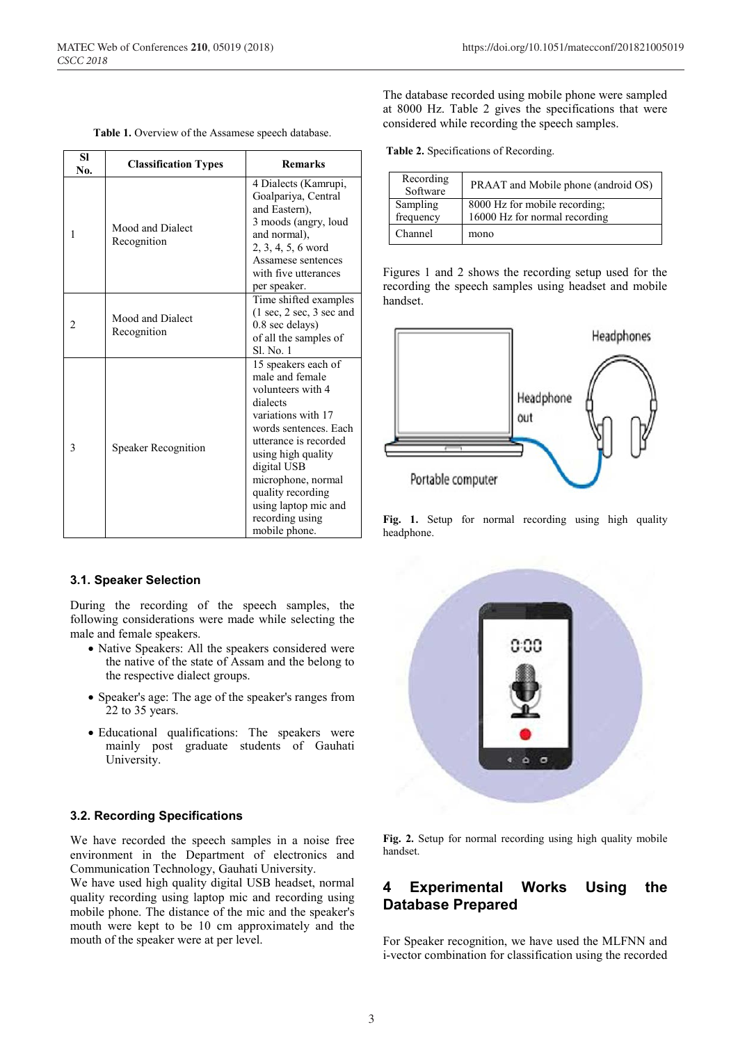**Table 1.** Overview of the Assamese speech database.

| Sl No. | Classification Types | Remarks |
|---|---|---|
| 1 | Mood and Dialect Recognition | 4 Dialects (Kamrupi, Goalpariya, Central and Eastern), 3 moods (angry, loud and normal), 2, 3, 4, 5, 6 word Assamese sentences with five utterances per speaker. |
| 2 | Mood and Dialect Recognition | Time shifted examples (1 sec, 2 sec, 3 sec and 0.8 sec delays) of all the samples of Sl. No. 1 |
| 3 | Speaker Recognition | 15 speakers each of male and female volunteers with 4 dialects variations with 17 words sentences. Each utterance is recorded using high quality digital USB microphone, normal quality recording using laptop mic and recording using mobile phone. |

### 3.1. Speaker Selection

During the recording of the speech samples, the following considerations were made while selecting the male and female speakers.

- Native Speakers: All the speakers considered were the native of the state of Assam and the belong to the respective dialect groups.
- Speaker's age: The age of the speaker's ranges from 22 to 35 years.
- Educational qualifications: The speakers were mainly post graduate students of Gauhati University.

### 3.2. Recording Specifications

We have recorded the speech samples in a noise free environment in the Department of electronics and Communication Technology, Gauhati University.

We have used high quality digital USB headset, normal quality recording using laptop mic and recording using mobile phone. The distance of the mic and the speaker's mouth were kept to be 10 cm approximately and the mouth of the speaker were at per level.

The database recorded using mobile phone were sampled at 8000 Hz. Table 2 gives the specifications that were considered while recording the speech samples.

**Table 2.** Specifications of Recording.

| Recording Software | PRAAT and Mobile phone (android OS) |
|---|---|
| Sampling frequency | 8000 Hz for mobile recording; 16000 Hz for normal recording |
| Channel | mono |

Figures 1 and 2 shows the recording setup used for the recording the speech samples using headset and mobile handset.

**Fig. 1.** Setup for normal recording using high quality headphone.

**Fig. 2.** Setup for normal recording using high quality mobile handset.

## 4 Experimental Works Using the Database Prepared

For Speaker recognition, we have used the MLFNN and i-vector combination for classification using the recorded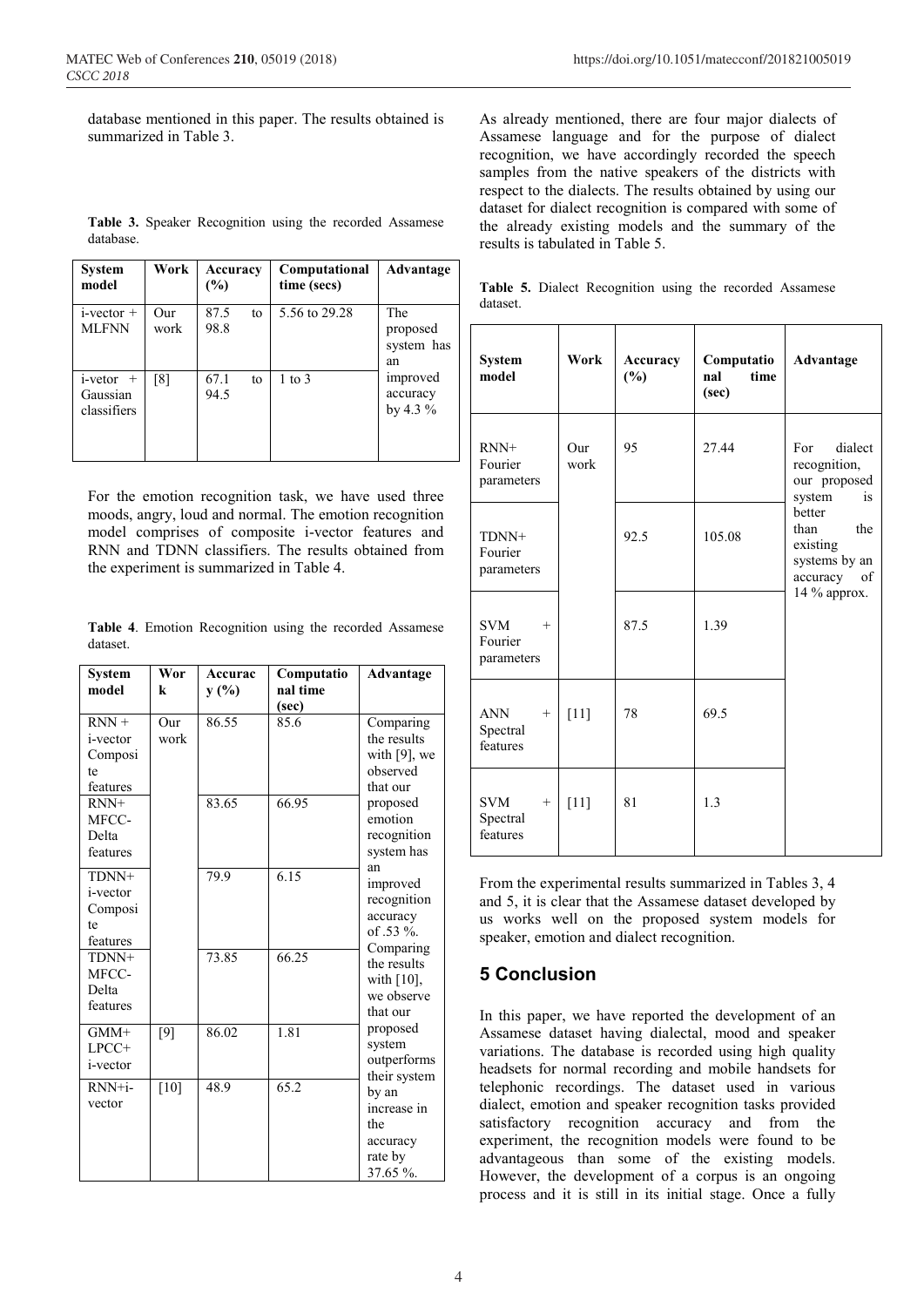database mentioned in this paper. The results obtained is summarized in Table 3.

**Table 3.** Speaker Recognition using the recorded Assamese database.

| System model | Work | Accuracy (%) | Computational time (secs) | Advantage |
|---|---|---|---|---|
| i-vector + MLFNN | Our work | 87.5 to 98.8 | 5.56 to 29.28 | The proposed system has an improved accuracy by 4.3 % |
| i-vetor + Gaussian classifiers | [8] | 67.1 to 94.5 | 1 to 3 | |

For the emotion recognition task, we have used three moods, angry, loud and normal. The emotion recognition model comprises of composite i-vector features and RNN and TDNN classifiers. The results obtained from the experiment is summarized in Table 4.

**Table 4**. Emotion Recognition using the recorded Assamese dataset.

| System model | Work | Accuracy (%) | Computational time (sec) | Advantage |
|---|---|---|---|---|
| RNN + i-vector Composite features | Our work | 86.55 | 85.6 | Comparing the results with [9], we observed that our proposed emotion recognition system has an improved recognition accuracy of .53 %. Comparing the results with [10], we observe that our proposed system outperforms their system by an increase in the accuracy rate by 37.65 %. |
| RNN+ MFCC-Delta features | | 83.65 | 66.95 | |
| TDNN+ i-vector Composite features | | 79.9 | 6.15 | |
| TDNN+ MFCC-Delta features | | 73.85 | 66.25 | |
| GMM+ LPCC+ i-vector | [9] | 86.02 | 1.81 | |
| RNN+i-vector | [10] | 48.9 | 65.2 | |

As already mentioned, there are four major dialects of Assamese language and for the purpose of dialect recognition, we have accordingly recorded the speech samples from the native speakers of the districts with respect to the dialects. The results obtained by using our dataset for dialect recognition is compared with some of the already existing models and the summary of the results is tabulated in Table 5.

**Table 5.** Dialect Recognition using the recorded Assamese dataset.

| System model | Work | Accuracy (%) | Computational time (sec) | Advantage |
|---|---|---|---|---|
| RNN+ Fourier parameters | Our work | 95 | 27.44 | For dialect recognition, our proposed system is better than the existing systems by an accuracy of 14 % approx. |
| TDNN+ Fourier parameters | | 92.5 | 105.08 | |
| SVM + Fourier parameters | | 87.5 | 1.39 | |
| ANN + Spectral features | [11] | 78 | 69.5 | |
| SVM + Spectral features | [11] | 81 | 1.3 | |

From the experimental results summarized in Tables 3, 4 and 5, it is clear that the Assamese dataset developed by us works well on the proposed system models for speaker, emotion and dialect recognition.

## 5 Conclusion

In this paper, we have reported the development of an Assamese dataset having dialectal, mood and speaker variations. The database is recorded using high quality headsets for normal recording and mobile handsets for telephonic recordings. The dataset used in various dialect, emotion and speaker recognition tasks provided satisfactory recognition accuracy and from the experiment, the recognition models were found to be advantageous than some of the existing models. However, the development of a corpus is an ongoing process and it is still in its initial stage. Once a fully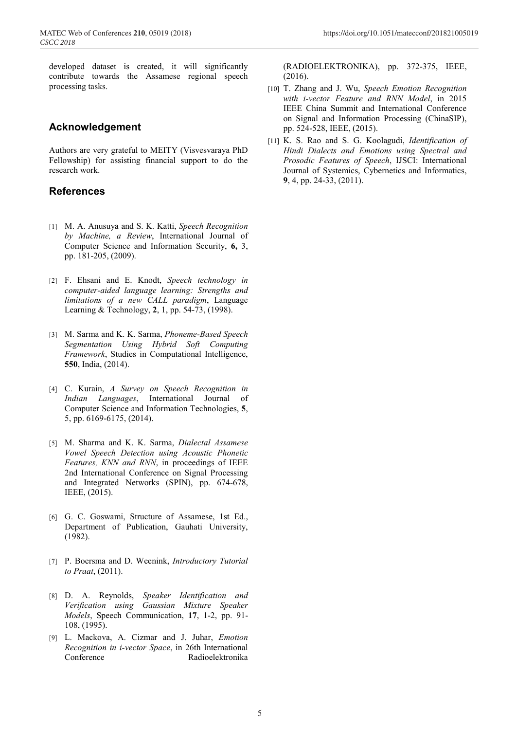developed dataset is created, it will significantly contribute towards the Assamese regional speech processing tasks.

## Acknowledgement

Authors are very grateful to MEITY (Visvesvaraya PhD Fellowship) for assisting financial support to do the research work.

## References

[1] M. A. Anusuya and S. K. Katti, *Speech Recognition by Machine, a Review*, International Journal of Computer Science and Information Security, **6,** 3, pp. 181-205, (2009).

[2] F. Ehsani and E. Knodt, *Speech technology in computer-aided language learning: Strengths and limitations of a new CALL paradigm*, Language Learning & Technology, **2**, 1, pp. 54-73, (1998).

[3] M. Sarma and K. K. Sarma, *Phoneme-Based Speech Segmentation Using Hybrid Soft Computing Framework*, Studies in Computational Intelligence, **550**, India, (2014).

[4] C. Kurain, *A Survey on Speech Recognition in Indian Languages*, International Journal of Computer Science and Information Technologies, **5**, 5, pp. 6169-6175, (2014).

[5] M. Sharma and K. K. Sarma, *Dialectal Assamese Vowel Speech Detection using Acoustic Phonetic Features, KNN and RNN*, in proceedings of IEEE 2nd International Conference on Signal Processing and Integrated Networks (SPIN), pp. 674-678, IEEE, (2015).

[6] G. C. Goswami, Structure of Assamese, 1st Ed., Department of Publication, Gauhati University, (1982).

[7] P. Boersma and D. Weenink, *Introductory Tutorial to Praat*, (2011).

[8] D. A. Reynolds, *Speaker Identification and Verification using Gaussian Mixture Speaker Models*, Speech Communication, **17**, 1-2, pp. 91-108, (1995).

[9] L. Mackova, A. Cizmar and J. Juhar, *Emotion Recognition in i-vector Space*, in 26th International Conference Radioelektronika (RADIOELEKTRONIKA), pp. 372-375, IEEE, (2016).

[10] T. Zhang and J. Wu, *Speech Emotion Recognition with i-vector Feature and RNN Model*, in 2015 IEEE China Summit and International Conference on Signal and Information Processing (ChinaSIP), pp. 524-528, IEEE, (2015).

[11] K. S. Rao and S. G. Koolagudi, *Identification of Hindi Dialects and Emotions using Spectral and Prosodic Features of Speech*, IJSCI: International Journal of Systemics, Cybernetics and Informatics, **9**, 4, pp. 24-33, (2011).